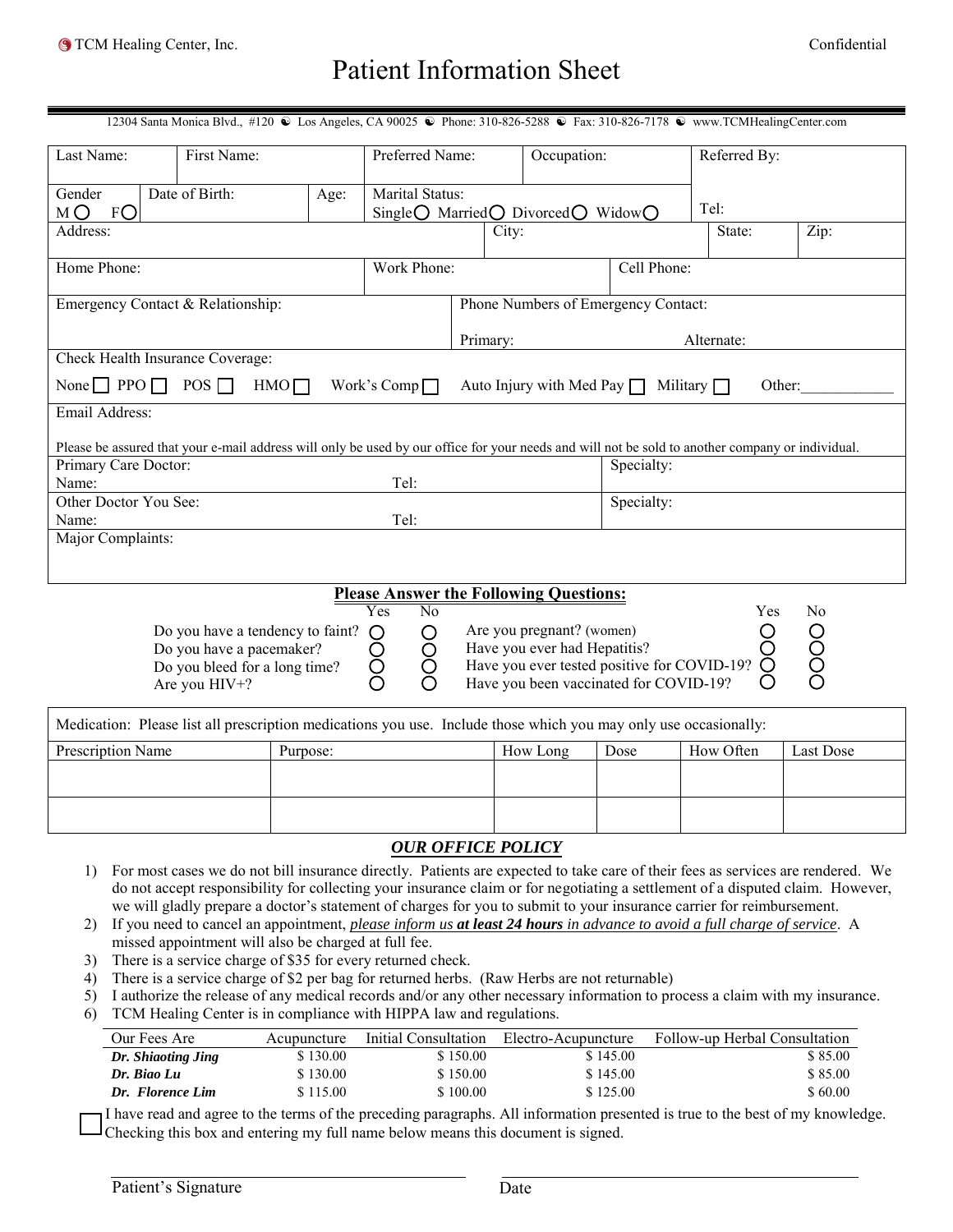TCM Healing Center, Inc. Confidential

# Patient Information Sheet

12304 Santa Monica Blvd., #120 ☯ Los Angeles, CA 90025 ☯ Phone: 310-826-5288 ☯ Fax: 310-826-7178 ☯ www.TCMHealingCenter.com

| Last Name: | First Name: | Preferred Name: | Occupation: | Referred By: |
|---|---|---|---|---|
| Gender M ○ F ○ | Date of Birth: / Age: | Marital Status: Single○ Married○ Divorced○ Widow○ | | Tel: |
| Address: | | City: | State: | Zip: |
| Home Phone: | | Work Phone: | Cell Phone: | |

Emergency Contact & Relationship:

Phone Numbers of Emergency Contact:
Primary: Alternate:

Check Health Insurance Coverage:

None ☐ PPO ☐ POS ☐ HMO ☐ Work's Comp ☐ Auto Injury with Med Pay ☐ Military ☐ Other:____________

Email Address:

Please be assured that your e-mail address will only be used by our office for your needs and will not be sold to another company or individual.

Primary Care Doctor:
Name: Tel: Specialty:

Other Doctor You See:
Name: Tel: Specialty:

Major Complaints:

## Please Answer the Following Questions:

| | Yes | No |
|---|---|---|
| Do you have a tendency to faint? | ○ | ○ |
| Do you have a pacemaker? | ○ | ○ |
| Do you bleed for a long time? | ○ | ○ |
| Are you HIV+? | ○ | ○ |
| Are you pregnant? (women) | ○ | ○ |
| Have you ever had Hepatitis? | ○ | ○ |
| Have you ever tested positive for COVID-19? | ○ | ○ |
| Have you been vaccinated for COVID-19? | ○ | ○ |

Medication: Please list all prescription medications you use. Include those which you may only use occasionally:

| Prescription Name | Purpose: | How Long | Dose | How Often | Last Dose |
|---|---|---|---|---|---|
| | | | | | |
| | | | | | |

## *OUR OFFICE POLICY*

1) For most cases we do not bill insurance directly. Patients are expected to take care of their fees as services are rendered. We do not accept responsibility for collecting your insurance claim or for negotiating a settlement of a disputed claim. However, we will gladly prepare a doctor's statement of charges for you to submit to your insurance carrier for reimbursement.
2) If you need to cancel an appointment, *please inform us **at least 24 hours** in advance to avoid a full charge of service*. A missed appointment will also be charged at full fee.
3) There is a service charge of $35 for every returned check.
4) There is a service charge of $2 per bag for returned herbs. (Raw Herbs are not returnable)
5) I authorize the release of any medical records and/or any other necessary information to process a claim with my insurance.
6) TCM Healing Center is in compliance with HIPPA law and regulations.

| Our Fees Are | Acupuncture | Initial Consultation | Electro-Acupuncture | Follow-up Herbal Consultation |
|---|---|---|---|---|
| ***Dr. Shiaoting Jing*** | $ 130.00 | $ 150.00 | $ 145.00 | $ 85.00 |
| ***Dr. Biao Lu*** | $ 130.00 | $ 150.00 | $ 145.00 | $ 85.00 |
| ***Dr. Florence Lim*** | $ 115.00 | $ 100.00 | $ 125.00 | $ 60.00 |

☐ I have read and agree to the terms of the preceding paragraphs. All information presented is true to the best of my knowledge. Checking this box and entering my full name below means this document is signed.

Patient's Signature ____________________ Date ____________________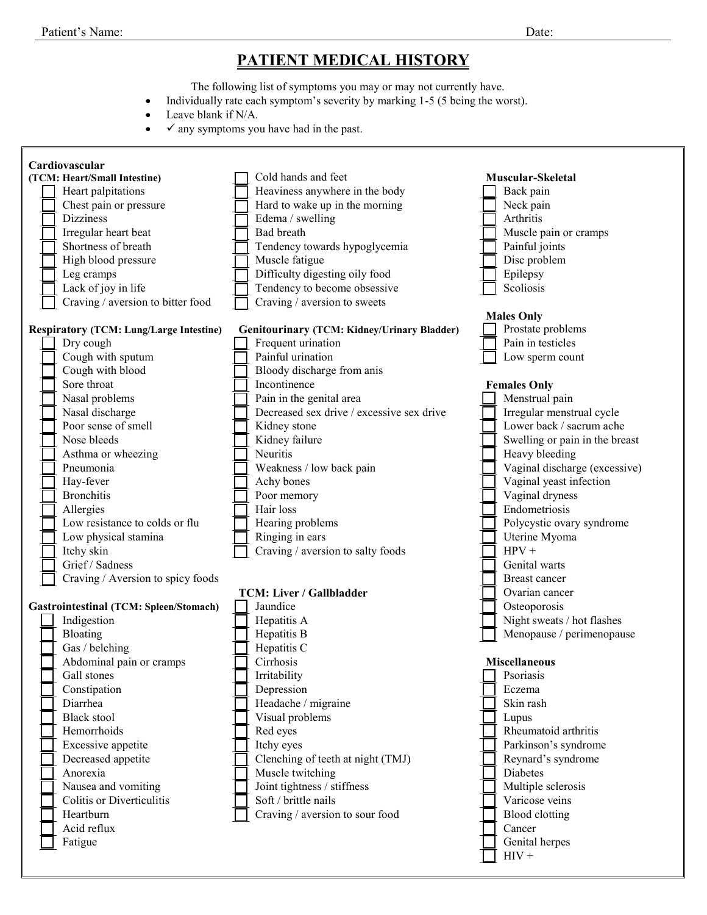Patient's Name: Date:

# PATIENT MEDICAL HISTORY

The following list of symptoms you may or may not currently have.

- Individually rate each symptom's severity by marking 1-5 (5 being the worst).
- Leave blank if N/A.
- ✓ any symptoms you have had in the past.

**Cardiovascular**
**(TCM: Heart/Small Intestine)**

- [ ] Heart palpitations
- [ ] Chest pain or pressure
- [ ] Dizziness
- [ ] Irregular heart beat
- [ ] Shortness of breath
- [ ] High blood pressure
- [ ] Leg cramps
- [ ] Lack of joy in life
- [ ] Craving / aversion to bitter food

**Respiratory (TCM: Lung/Large Intestine)**

- [ ] Dry cough
- [ ] Cough with sputum
- [ ] Cough with blood
- [ ] Sore throat
- [ ] Nasal problems
- [ ] Nasal discharge
- [ ] Poor sense of smell
- [ ] Nose bleeds
- [ ] Asthma or wheezing
- [ ] Pneumonia
- [ ] Hay-fever
- [ ] Bronchitis
- [ ] Allergies
- [ ] Low resistance to colds or flu
- [ ] Low physical stamina
- [ ] Itchy skin
- [ ] Grief / Sadness
- [ ] Craving / Aversion to spicy foods

**Gastrointestinal (TCM: Spleen/Stomach)**

- [ ] Indigestion
- [ ] Bloating
- [ ] Gas / belching
- [ ] Abdominal pain or cramps
- [ ] Gall stones
- [ ] Constipation
- [ ] Diarrhea
- [ ] Black stool
- [ ] Hemorrhoids
- [ ] Excessive appetite
- [ ] Decreased appetite
- [ ] Anorexia
- [ ] Nausea and vomiting
- [ ] Colitis or Diverticulitis
- [ ] Heartburn
- [ ] Acid reflux
- [ ] Fatigue
- [ ] Cold hands and feet
- [ ] Heaviness anywhere in the body
- [ ] Hard to wake up in the morning
- [ ] Edema / swelling
- [ ] Bad breath
- [ ] Tendency towards hypoglycemia
- [ ] Muscle fatigue
- [ ] Difficulty digesting oily food
- [ ] Tendency to become obsessive
- [ ] Craving / aversion to sweets

**Genitourinary (TCM: Kidney/Urinary Bladder)**

- [ ] Frequent urination
- [ ] Painful urination
- [ ] Bloody discharge from anis
- [ ] Incontinence
- [ ] Pain in the genital area
- [ ] Decreased sex drive / excessive sex drive
- [ ] Kidney stone
- [ ] Kidney failure
- [ ] Neuritis
- [ ] Weakness / low back pain
- [ ] Achy bones
- [ ] Poor memory
- [ ] Hair loss
- [ ] Hearing problems
- [ ] Ringing in ears
- [ ] Craving / aversion to salty foods

**TCM: Liver / Gallbladder**

- [ ] Jaundice
- [ ] Hepatitis A
- [ ] Hepatitis B
- [ ] Hepatitis C
- [ ] Cirrhosis
- [ ] Irritability
- [ ] Depression
- [ ] Headache / migraine
- [ ] Visual problems
- [ ] Red eyes
- [ ] Itchy eyes
- [ ] Clenching of teeth at night (TMJ)
- [ ] Muscle twitching
- [ ] Joint tightness / stiffness
- [ ] Soft / brittle nails
- [ ] Craving / aversion to sour food

**Muscular-Skeletal**

- [ ] Back pain
- [ ] Neck pain
- [ ] Arthritis
- [ ] Muscle pain or cramps
- [ ] Painful joints
- [ ] Disc problem
- [ ] Epilepsy
- [ ] Scoliosis

**Males Only**

- [ ] Prostate problems
- [ ] Pain in testicles
- [ ] Low sperm count

**Females Only**

- [ ] Menstrual pain
- [ ] Irregular menstrual cycle
- [ ] Lower back / sacrum ache
- [ ] Swelling or pain in the breast
- [ ] Heavy bleeding
- [ ] Vaginal discharge (excessive)
- [ ] Vaginal yeast infection
- [ ] Vaginal dryness
- [ ] Endometriosis
- [ ] Polycystic ovary syndrome
- [ ] Uterine Myoma
- [ ] HPV +
- [ ] Genital warts
- [ ] Breast cancer
- [ ] Ovarian cancer
- [ ] Osteoporosis
- [ ] Night sweats / hot flashes
- [ ] Menopause / perimenopause

**Miscellaneous**

- [ ] Psoriasis
- [ ] Eczema
- [ ] Skin rash
- [ ] Lupus
- [ ] Rheumatoid arthritis
- [ ] Parkinson's syndrome
- [ ] Reynard's syndrome
- [ ] Diabetes
- [ ] Multiple sclerosis
- [ ] Varicose veins
- [ ] Blood clotting
- [ ] Cancer
- [ ] Genital herpes
- [ ] HIV +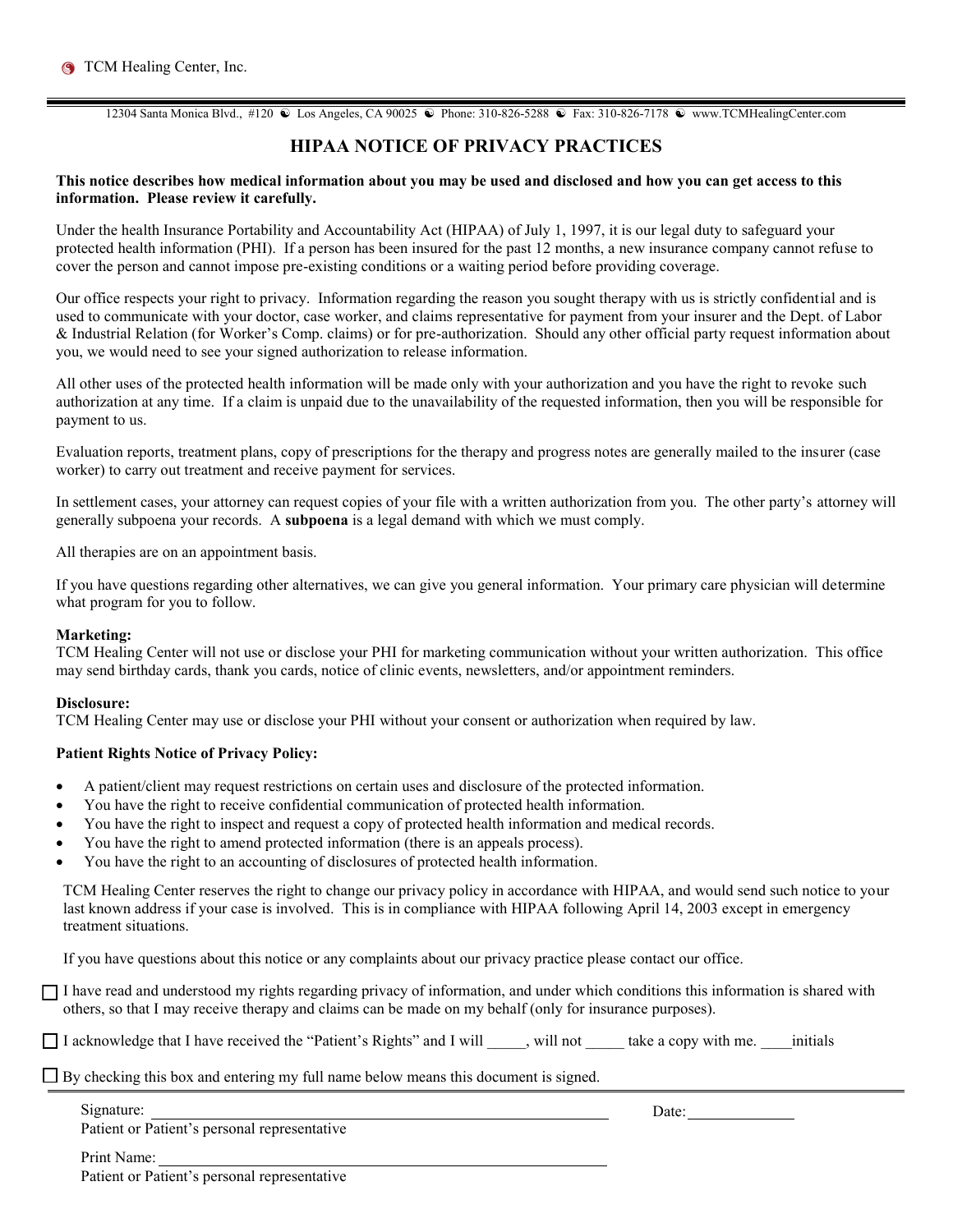TCM Healing Center, Inc.

12304 Santa Monica Blvd., #120 ☯ Los Angeles, CA 90025 ☯ Phone: 310-826-5288 ☯ Fax: 310-826-7178 ☯ www.TCMHealingCenter.com

# HIPAA NOTICE OF PRIVACY PRACTICES

**This notice describes how medical information about you may be used and disclosed and how you can get access to this information. Please review it carefully.**

Under the health Insurance Portability and Accountability Act (HIPAA) of July 1, 1997, it is our legal duty to safeguard your protected health information (PHI). If a person has been insured for the past 12 months, a new insurance company cannot refuse to cover the person and cannot impose pre-existing conditions or a waiting period before providing coverage.

Our office respects your right to privacy. Information regarding the reason you sought therapy with us is strictly confidential and is used to communicate with your doctor, case worker, and claims representative for payment from your insurer and the Dept. of Labor & Industrial Relation (for Worker's Comp. claims) or for pre-authorization. Should any other official party request information about you, we would need to see your signed authorization to release information.

All other uses of the protected health information will be made only with your authorization and you have the right to revoke such authorization at any time. If a claim is unpaid due to the unavailability of the requested information, then you will be responsible for payment to us.

Evaluation reports, treatment plans, copy of prescriptions for the therapy and progress notes are generally mailed to the insurer (case worker) to carry out treatment and receive payment for services.

In settlement cases, your attorney can request copies of your file with a written authorization from you. The other party's attorney will generally subpoena your records. A **subpoena** is a legal demand with which we must comply.

All therapies are on an appointment basis.

If you have questions regarding other alternatives, we can give you general information. Your primary care physician will determine what program for you to follow.

**Marketing:**
TCM Healing Center will not use or disclose your PHI for marketing communication without your written authorization. This office may send birthday cards, thank you cards, notice of clinic events, newsletters, and/or appointment reminders.

**Disclosure:**
TCM Healing Center may use or disclose your PHI without your consent or authorization when required by law.

**Patient Rights Notice of Privacy Policy:**

- A patient/client may request restrictions on certain uses and disclosure of the protected information.
- You have the right to receive confidential communication of protected health information.
- You have the right to inspect and request a copy of protected health information and medical records.
- You have the right to amend protected information (there is an appeals process).
- You have the right to an accounting of disclosures of protected health information.

TCM Healing Center reserves the right to change our privacy policy in accordance with HIPAA, and would send such notice to your last known address if your case is involved. This is in compliance with HIPAA following April 14, 2003 except in emergency treatment situations.

If you have questions about this notice or any complaints about our privacy practice please contact our office.

☐ I have read and understood my rights regarding privacy of information, and under which conditions this information is shared with others, so that I may receive therapy and claims can be made on my behalf (only for insurance purposes).

☐ I acknowledge that I have received the "Patient's Rights" and I will _____, will not _____ take a copy with me. ____initials

☐ By checking this box and entering my full name below means this document is signed.

Signature: ______________________________ Date: ______________
Patient or Patient's personal representative

Print Name: ______________________________
Patient or Patient's personal representative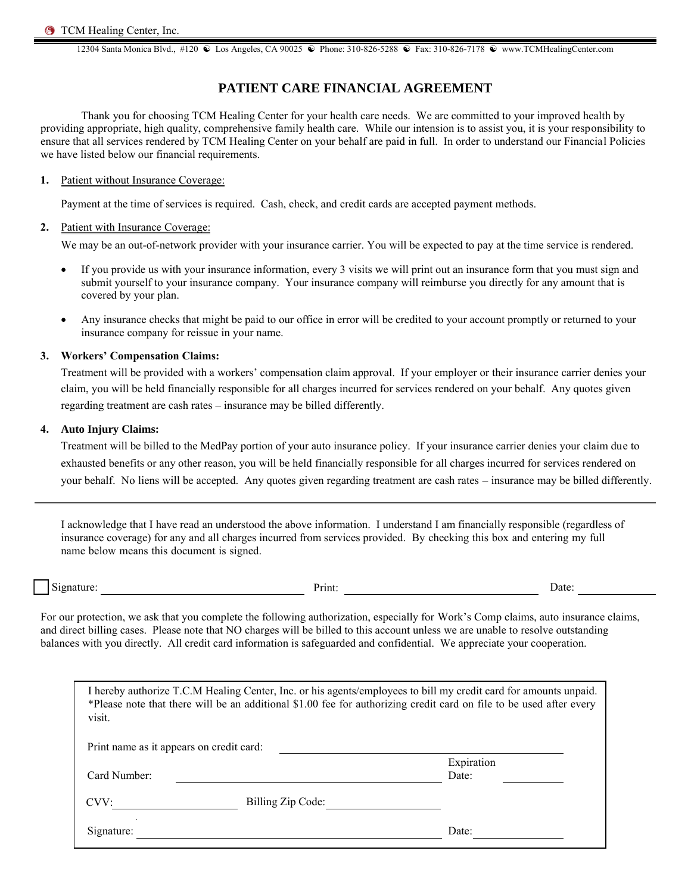TCM Healing Center, Inc.

12304 Santa Monica Blvd., #120 ☯ Los Angeles, CA 90025 ☯ Phone: 310-826-5288 ☯ Fax: 310-826-7178 ☯ www.TCMHealingCenter.com

# PATIENT CARE FINANCIAL AGREEMENT

Thank you for choosing TCM Healing Center for your health care needs. We are committed to your improved health by providing appropriate, high quality, comprehensive family health care. While our intension is to assist you, it is your responsibility to ensure that all services rendered by TCM Healing Center on your behalf are paid in full. In order to understand our Financial Policies we have listed below our financial requirements.

**1.** Patient without Insurance Coverage:

Payment at the time of services is required. Cash, check, and credit cards are accepted payment methods.

**2.** Patient with Insurance Coverage:

We may be an out-of-network provider with your insurance carrier. You will be expected to pay at the time service is rendered.

- If you provide us with your insurance information, every 3 visits we will print out an insurance form that you must sign and submit yourself to your insurance company. Your insurance company will reimburse you directly for any amount that is covered by your plan.
- Any insurance checks that might be paid to our office in error will be credited to your account promptly or returned to your insurance company for reissue in your name.

**3. Workers' Compensation Claims:**

Treatment will be provided with a workers' compensation claim approval. If your employer or their insurance carrier denies your claim, you will be held financially responsible for all charges incurred for services rendered on your behalf. Any quotes given regarding treatment are cash rates – insurance may be billed differently.

**4. Auto Injury Claims:**

Treatment will be billed to the MedPay portion of your auto insurance policy. If your insurance carrier denies your claim due to exhausted benefits or any other reason, you will be held financially responsible for all charges incurred for services rendered on your behalf. No liens will be accepted. Any quotes given regarding treatment are cash rates – insurance may be billed differently.

---

I acknowledge that I have read an understood the above information. I understand I am financially responsible (regardless of insurance coverage) for any and all charges incurred from services provided. By checking this box and entering my full name below means this document is signed.

☐ Signature: ______________________ Print: ______________________ Date: __________

For our protection, we ask that you complete the following authorization, especially for Work's Comp claims, auto insurance claims, and direct billing cases. Please note that NO charges will be billed to this account unless we are unable to resolve outstanding balances with you directly. All credit card information is safeguarded and confidential. We appreciate your cooperation.

I hereby authorize T.C.M Healing Center, Inc. or his agents/employees to bill my credit card for amounts unpaid. *Please note that there will be an additional $1.00 fee for authorizing credit card on file to be used after every visit.

Print name as it appears on credit card: ______________________

Card Number: ______________________ Expiration Date: __________

CVV: __________ Billing Zip Code: __________

Signature: ______________________ Date: __________